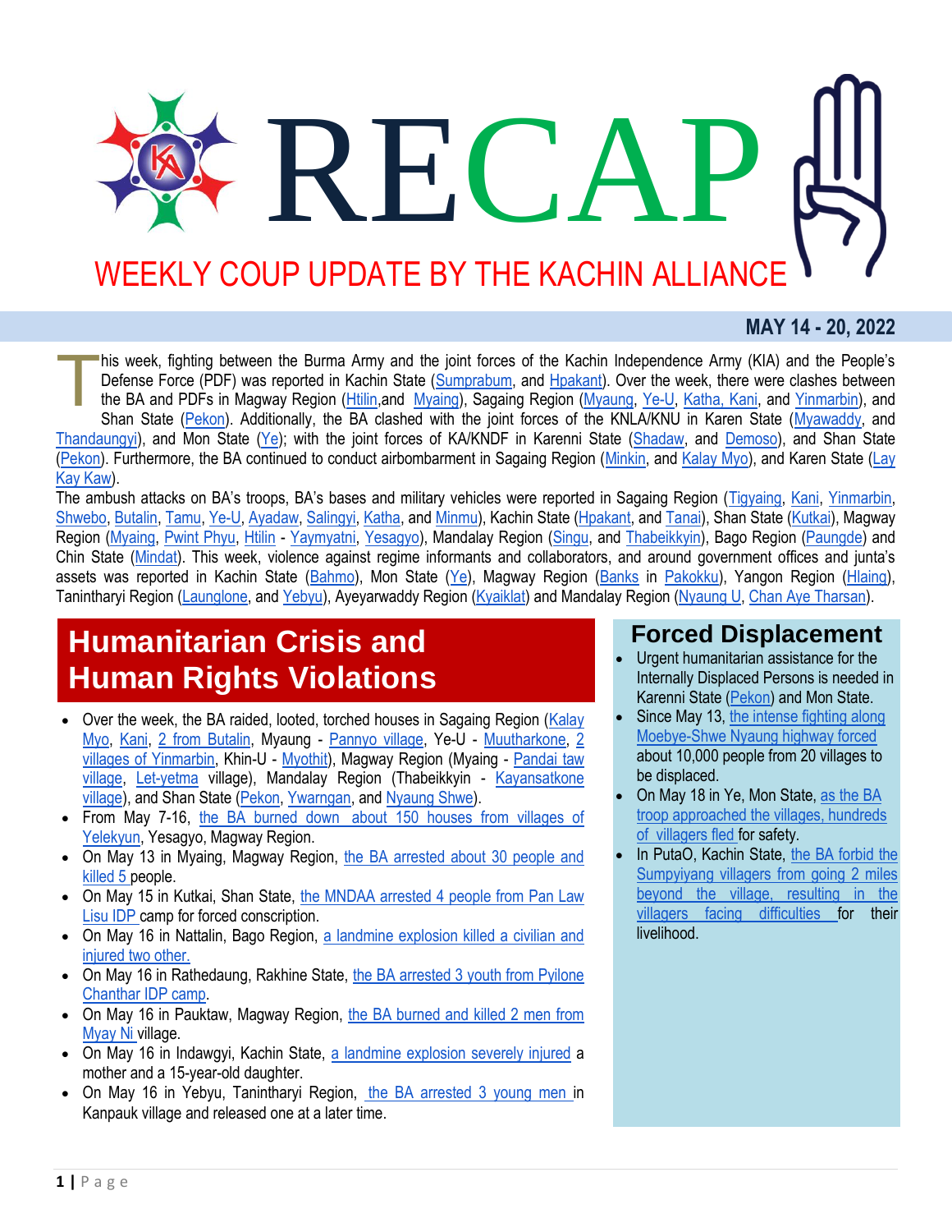# RECAP

## WEEKLY COUP UPDATE BY THE KACHIN ALLIANCE

**MAY 14 - 20, 2022**

This week, fighting between the Burma Army and the joint forces of the Kachin Independence Army (KIA) and the People's Defense Force (PDF) was reported in Kachin State (Sumprabum, and Hpakant). Over the week, there were clashes between the BA and PDFs in Magway Region (Htilin,and Myaing), Sagaing Region (Myaung, Ye-U, Katha, Kani, and Yinmarbin), and Shan State (Pekon). Additionally, the BA clashed with the joint forces of the KNLA/KNU in Karen State (Myawaddy, and Thandaungyi), and Mon State (Ye); with the joint forces of KA/KNDF in Karenni State (Shadaw, and Demoso), and Shan State (Pekon). Furthermore, the BA continued to conduct airbombarment in Sagaing Region (Minkin, and Kalay Myo), and Karen State (Lay Kay Kaw).

The ambush attacks on BA's troops, BA's bases and military vehicles were reported in Sagaing Region (Tigyaing, Kani, Yinmarbin, Shwebo, Butalin, Tamu, Ye-U, Ayadaw, Salingyi, Katha, and Minmu), Kachin State (Hpakant, and Tanai), Shan State (Kutkai), Magway Region (Myaing, Pwint Phyu, Htilin - Yaymyatni, Yesagyo), Mandalay Region (Singu, and Thabeikkyin), Bago Region (Paungde) and Chin State (Mindat). This week, violence against regime informants and collaborators, and around government offices and junta's assets was reported in Kachin State (Bahmo), Mon State (Ye), Magway Region (Banks in Pakokku), Yangon Region (Hlaing), Tanintharyi Region (Launglone, and Yebyu), Ayeyarwaddy Region (Kyaiklat) and Mandalay Region (Nyaung U, Chan Aye Tharsan).

## Humanitarian Crisis and Human Rights Violations

- Over the week, the BA raided, looted, torched houses in Sagaing Region (Kalay Myo, Kani, 2 from Butalin, Myaung - Pannyo village, Ye-U - Muutharkone, 2 villages of Yinmarbin, Khin-U - Myothit), Magway Region (Myaing - Pandai taw village, Let-yetma village), Mandalay Region (Thabeikkyin - Kayansatkone village), and Shan State (Pekon, Ywarngan, and Nyaung Shwe).
- From May 7-16, the BA burned down about 150 houses from villages of Yelekyun, Yesagyo, Magway Region.
- On May 13 in Myaing, Magway Region, the BA arrested about 30 people and killed 5 people.
- On May 15 in Kutkai, Shan State, the MNDAA arrested 4 people from Pan Law Lisu IDP camp for forced conscription.
- On May 16 in Nattalin, Bago Region, a landmine explosion killed a civilian and injured two other.
- On May 16 in Rathedaung, Rakhine State, the BA arrested 3 youth from Pyilone Chanthar IDP camp.
- On May 16 in Pauktaw, Magway Region, the BA burned and killed 2 men from Myay Ni village.
- On May 16 in Indawgyi, Kachin State, a landmine explosion severely injured a mother and a 15-year-old daughter.
- On May 16 in Yebyu, Tanintharyi Region, the BA arrested 3 young men in Kanpauk village and released one at a later time.

## Forced Displacement

- Urgent humanitarian assistance for the Internally Displaced Persons is needed in Karenni State (Pekon) and Mon State.
- Since May 13, the intense fighting along Moebye-Shwe Nyaung highway forced about 10,000 people from 20 villages to be displaced.
- On May 18 in Ye, Mon State, as the BA troop approached the villages, hundreds of villagers fled for safety.
- In PutaO, Kachin State, the BA forbid the Sumpyiyang villagers from going 2 miles beyond the village, resulting in the villagers facing difficulties for their livelihood.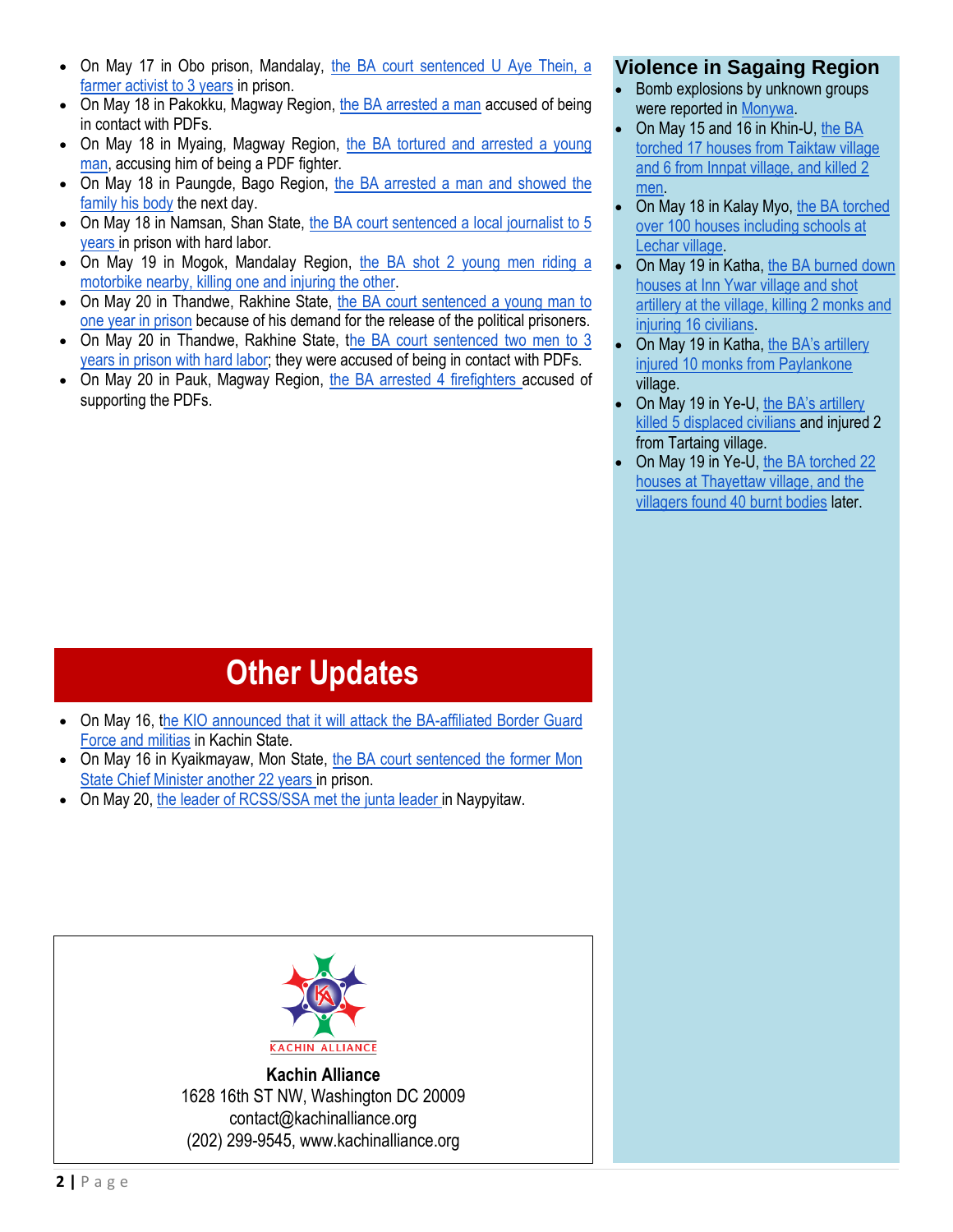- On May 17 in Obo prison, Mandalay, the BA court sentenced U Aye Thein, a farmer activist to 3 years in prison.
- On May 18 in Pakokku, Magway Region, the BA arrested a man accused of being in contact with PDFs.
- On May 18 in Myaing, Magway Region, the BA tortured and arrested a young man, accusing him of being a PDF fighter.
- On May 18 in Paungde, Bago Region, the BA arrested a man and showed the family his body the next day.
- On May 18 in Namsan, Shan State, the BA court sentenced a local journalist to 5 years in prison with hard labor.
- On May 19 in Mogok, Mandalay Region, the BA shot 2 young men riding a motorbike nearby, killing one and injuring the other.
- On May 20 in Thandwe, Rakhine State, the BA court sentenced a young man to one year in prison because of his demand for the release of the political prisoners.
- On May 20 in Thandwe, Rakhine State, the BA court sentenced two men to 3 years in prison with hard labor; they were accused of being in contact with PDFs.
- On May 20 in Pauk, Magway Region, the BA arrested 4 firefighters accused of supporting the PDFs.

## Violence in Sagaing Region

- Bomb explosions by unknown groups were reported in Monywa.
- On May 15 and 16 in Khin-U, the BA torched 17 houses from Taiktaw village and 6 from Innpat village, and killed 2 men.
- On May 18 in Kalay Myo, the BA torched over 100 houses including schools at Lechar village.
- On May 19 in Katha, the BA burned down houses at Inn Ywar village and shot artillery at the village, killing 2 monks and injuring 16 civilians.
- On May 19 in Katha, the BA's artillery injured 10 monks from Paylankone village.
- On May 19 in Ye-U, the BA's artillery killed 5 displaced civilians and injured 2 from Tartaing village.
- On May 19 in Ye-U, the BA torched 22 houses at Thayettaw village, and the villagers found 40 burnt bodies later.

# Other Updates

- On May 16, the KIO announced that it will attack the BA-affiliated Border Guard Force and militias in Kachin State.
- On May 16 in Kyaikmayaw, Mon State, the BA court sentenced the former Mon State Chief Minister another 22 years in prison.
- On May 20, the leader of RCSS/SSA met the junta leader in Naypyitaw.

KACHIN ALLIANCE

**Kachin Alliance**
1628 16th ST NW, Washington DC 20009
contact@kachinalliance.org
(202) 299-9545, www.kachinalliance.org